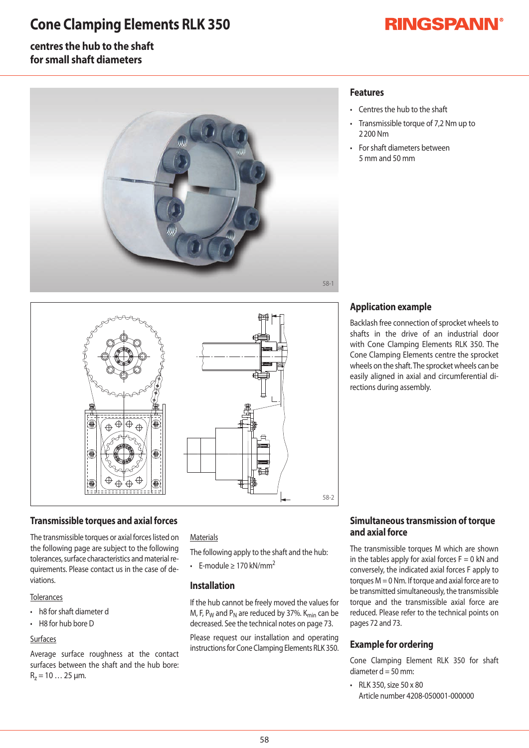# Cone Clamping Elements RLK 350

**centres the hub to the shaft**
**for small shaft diameters**

58-1

## Features

- Centres the hub to the shaft
- Transmissible torque of 7,2 Nm up to 2 200 Nm
- For shaft diameters between 5 mm and 50 mm

58-2

## Application example

Backlash free connection of sprocket wheels to shafts in the drive of an industrial door with Cone Clamping Elements RLK 350. The Cone Clamping Elements centre the sprocket wheels on the shaft. The sprocket wheels can be easily aligned in axial and circumferential directions during assembly.

## Transmissible torques and axial forces

The transmissible torques or axial forces listed on the following page are subject to the following tolerances, surface characteristics and material requirements. Please contact us in the case of deviations.

Tolerances

- h8 for shaft diameter d
- H8 for hub bore D

Surfaces

Average surface roughness at the contact surfaces between the shaft and the hub bore: $R_z$ = 10 … 25 µm.

Materials

The following apply to the shaft and the hub:

- E-module ≥ 170 kN/mm$^2$

## Installation

If the hub cannot be freely moved the values for M, F, $P_W$ and $P_N$ are reduced by 37%. $K_{min}$ can be decreased. See the technical notes on page 73.

Please request our installation and operating instructions for Cone Clamping Elements RLK 350.

## Simultaneous transmission of torque and axial force

The transmissible torques M which are shown in the tables apply for axial forces F = 0 kN and conversely, the indicated axial forces F apply to torques M = 0 Nm. If torque and axial force are to be transmitted simultaneously, the transmissible torque and the transmissible axial force are reduced. Please refer to the technical points on pages 72 and 73.

## Example for ordering

Cone Clamping Element RLK 350 for shaft diameter d = 50 mm:

- RLK 350, size 50 x 80
  Article number 4208-050001-000000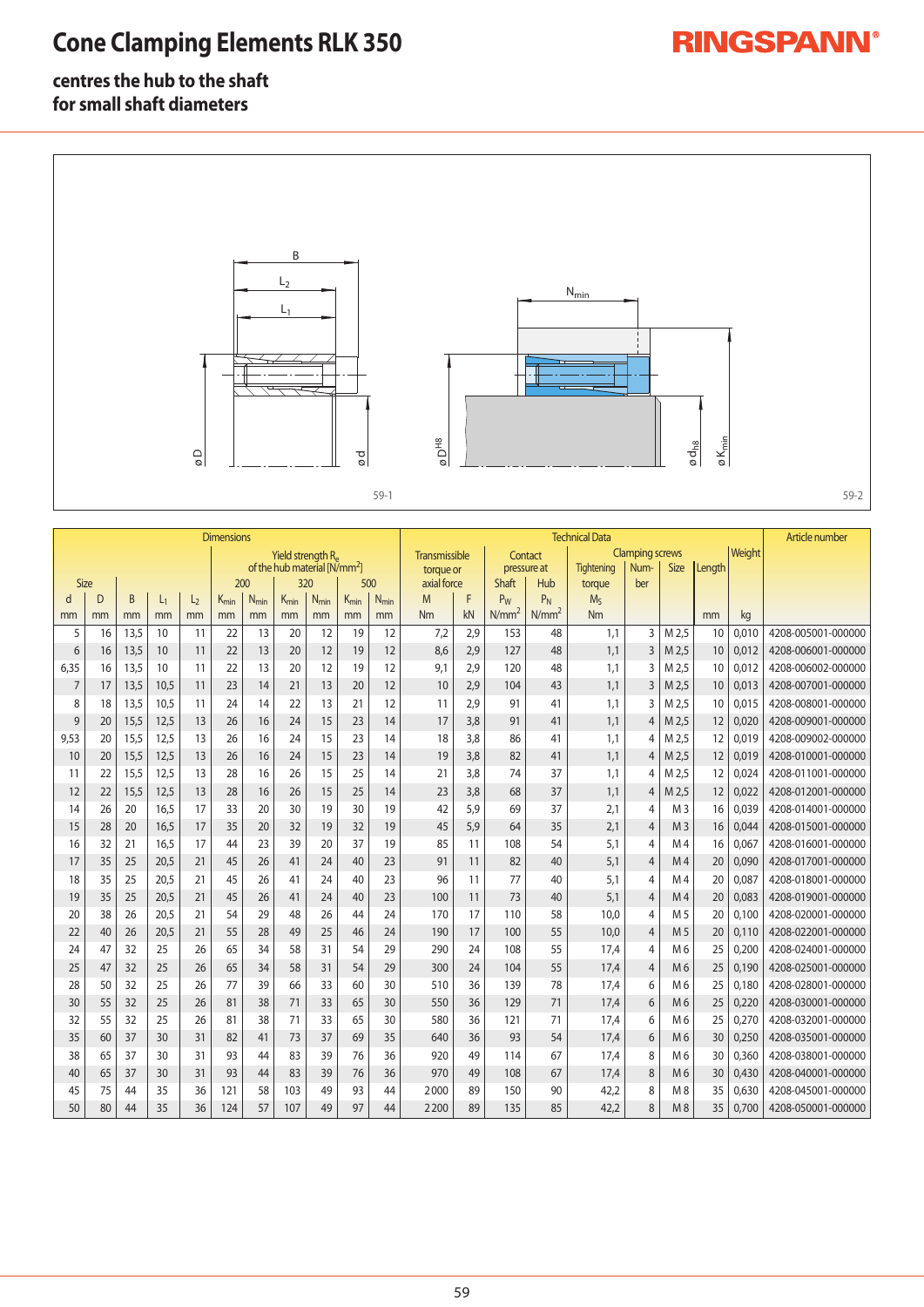# Cone Clamping Elements RLK 350

## centres the hub to the shaft for small shaft diameters

B
$L_2$
$L_1$
ø D
ø d

59-1

$N_{min}$
ø $D^{H8}$
ø $d_{h8}$
ø $K_{min}$

59-2

| Dimensions | | | | | | | | | | | Technical Data | | | | | | | | | Article number |
|---|---|---|---|---|---|---|---|---|---|---|---|---|---|---|---|---|---|---|---|---|
| Size | | | | | Yield strength $R_e$ of the hub material [N/mm²] | | | | | | Transmissible torque or axial force | | Contact pressure at | | Tightening torque | Clamping screws | | | Weight | |
| | | | | | 200 | | 320 | | 500 | | | | Shaft | Hub | | Num-ber | Size | Length | | |
| d | D | B | $L_1$ | $L_2$ | $K_{min}$ | $N_{min}$ | $K_{min}$ | $N_{min}$ | $K_{min}$ | $N_{min}$ | M | F | $P_W$ | $P_N$ | $M_S$ | | | | | |
| mm | mm | mm | mm | mm | mm | mm | mm | mm | mm | mm | Nm | kN | N/mm² | N/mm² | Nm | | | mm | kg | |
| 5 | 16 | 13,5 | 10 | 11 | 22 | 13 | 20 | 12 | 19 | 12 | 7,2 | 2,9 | 153 | 48 | 1,1 | 3 | M 2,5 | 10 | 0,010 | 4208-005001-000000 |
| 6 | 16 | 13,5 | 10 | 11 | 22 | 13 | 20 | 12 | 19 | 12 | 8,6 | 2,9 | 127 | 48 | 1,1 | 3 | M 2,5 | 10 | 0,012 | 4208-006001-000000 |
| 6,35 | 16 | 13,5 | 10 | 11 | 22 | 13 | 20 | 12 | 19 | 12 | 9,1 | 2,9 | 120 | 48 | 1,1 | 3 | M 2,5 | 10 | 0,012 | 4208-006002-000000 |
| 7 | 17 | 13,5 | 10,5 | 11 | 23 | 14 | 21 | 13 | 20 | 12 | 10 | 2,9 | 104 | 43 | 1,1 | 3 | M 2,5 | 10 | 0,013 | 4208-007001-000000 |
| 8 | 18 | 13,5 | 10,5 | 11 | 24 | 14 | 22 | 13 | 21 | 12 | 11 | 2,9 | 91 | 41 | 1,1 | 3 | M 2,5 | 10 | 0,015 | 4208-008001-000000 |
| 9 | 20 | 15,5 | 12,5 | 13 | 26 | 16 | 24 | 15 | 23 | 14 | 17 | 3,8 | 91 | 41 | 1,1 | 4 | M 2,5 | 12 | 0,020 | 4208-009001-000000 |
| 9,53 | 20 | 15,5 | 12,5 | 13 | 26 | 16 | 24 | 15 | 23 | 14 | 18 | 3,8 | 86 | 41 | 1,1 | 4 | M 2,5 | 12 | 0,019 | 4208-009002-000000 |
| 10 | 20 | 15,5 | 12,5 | 13 | 26 | 16 | 24 | 15 | 23 | 14 | 19 | 3,8 | 82 | 41 | 1,1 | 4 | M 2,5 | 12 | 0,019 | 4208-010001-000000 |
| 11 | 22 | 15,5 | 12,5 | 13 | 28 | 16 | 26 | 15 | 25 | 14 | 21 | 3,8 | 74 | 37 | 1,1 | 4 | M 2,5 | 12 | 0,024 | 4208-011001-000000 |
| 12 | 22 | 15,5 | 12,5 | 13 | 28 | 16 | 26 | 15 | 25 | 14 | 23 | 3,8 | 68 | 37 | 1,1 | 4 | M 2,5 | 12 | 0,022 | 4208-012001-000000 |
| 14 | 26 | 20 | 16,5 | 17 | 33 | 20 | 30 | 19 | 30 | 19 | 42 | 5,9 | 69 | 37 | 2,1 | 4 | M 3 | 16 | 0,039 | 4208-014001-000000 |
| 15 | 28 | 20 | 16,5 | 17 | 35 | 20 | 32 | 19 | 32 | 19 | 45 | 5,9 | 64 | 35 | 2,1 | 4 | M 3 | 16 | 0,044 | 4208-015001-000000 |
| 16 | 32 | 21 | 16,5 | 17 | 44 | 23 | 39 | 20 | 37 | 19 | 85 | 11 | 108 | 54 | 5,1 | 4 | M 4 | 16 | 0,067 | 4208-016001-000000 |
| 17 | 35 | 25 | 20,5 | 21 | 45 | 26 | 41 | 24 | 40 | 23 | 91 | 11 | 82 | 40 | 5,1 | 4 | M 4 | 20 | 0,090 | 4208-017001-000000 |
| 18 | 35 | 25 | 20,5 | 21 | 45 | 26 | 41 | 24 | 40 | 23 | 96 | 11 | 77 | 40 | 5,1 | 4 | M 4 | 20 | 0,087 | 4208-018001-000000 |
| 19 | 35 | 25 | 20,5 | 21 | 45 | 26 | 41 | 24 | 40 | 23 | 100 | 11 | 73 | 40 | 5,1 | 4 | M 4 | 20 | 0,083 | 4208-019001-000000 |
| 20 | 38 | 26 | 20,5 | 21 | 54 | 29 | 48 | 26 | 44 | 24 | 170 | 17 | 110 | 58 | 10,0 | 4 | M 5 | 20 | 0,100 | 4208-020001-000000 |
| 22 | 40 | 26 | 20,5 | 21 | 55 | 28 | 49 | 25 | 46 | 24 | 190 | 17 | 100 | 55 | 10,0 | 4 | M 5 | 20 | 0,110 | 4208-022001-000000 |
| 24 | 47 | 32 | 25 | 26 | 65 | 34 | 58 | 31 | 54 | 29 | 290 | 24 | 108 | 55 | 17,4 | 4 | M 6 | 25 | 0,200 | 4208-024001-000000 |
| 25 | 47 | 32 | 25 | 26 | 65 | 34 | 58 | 31 | 54 | 29 | 300 | 24 | 104 | 55 | 17,4 | 4 | M 6 | 25 | 0,190 | 4208-025001-000000 |
| 28 | 50 | 32 | 25 | 26 | 77 | 39 | 66 | 33 | 60 | 30 | 510 | 36 | 139 | 78 | 17,4 | 6 | M 6 | 25 | 0,180 | 4208-028001-000000 |
| 30 | 55 | 32 | 25 | 26 | 81 | 38 | 71 | 33 | 65 | 30 | 550 | 36 | 129 | 71 | 17,4 | 6 | M 6 | 25 | 0,220 | 4208-030001-000000 |
| 32 | 55 | 32 | 25 | 26 | 81 | 38 | 71 | 33 | 65 | 30 | 580 | 36 | 121 | 71 | 17,4 | 6 | M 6 | 25 | 0,270 | 4208-032001-000000 |
| 35 | 60 | 37 | 30 | 31 | 82 | 41 | 73 | 37 | 69 | 35 | 640 | 36 | 93 | 54 | 17,4 | 6 | M 6 | 30 | 0,250 | 4208-035001-000000 |
| 38 | 65 | 37 | 30 | 31 | 93 | 44 | 83 | 39 | 76 | 36 | 920 | 49 | 114 | 67 | 17,4 | 8 | M 6 | 30 | 0,360 | 4208-038001-000000 |
| 40 | 65 | 37 | 30 | 31 | 93 | 44 | 83 | 39 | 76 | 36 | 970 | 49 | 108 | 67 | 17,4 | 8 | M 6 | 30 | 0,430 | 4208-040001-000000 |
| 45 | 75 | 44 | 35 | 36 | 121 | 58 | 103 | 49 | 93 | 44 | 2 000 | 89 | 150 | 90 | 42,2 | 8 | M 8 | 35 | 0,630 | 4208-045001-000000 |
| 50 | 80 | 44 | 35 | 36 | 124 | 57 | 107 | 49 | 97 | 44 | 2 200 | 89 | 135 | 85 | 42,2 | 8 | M 8 | 35 | 0,700 | 4208-050001-000000 |